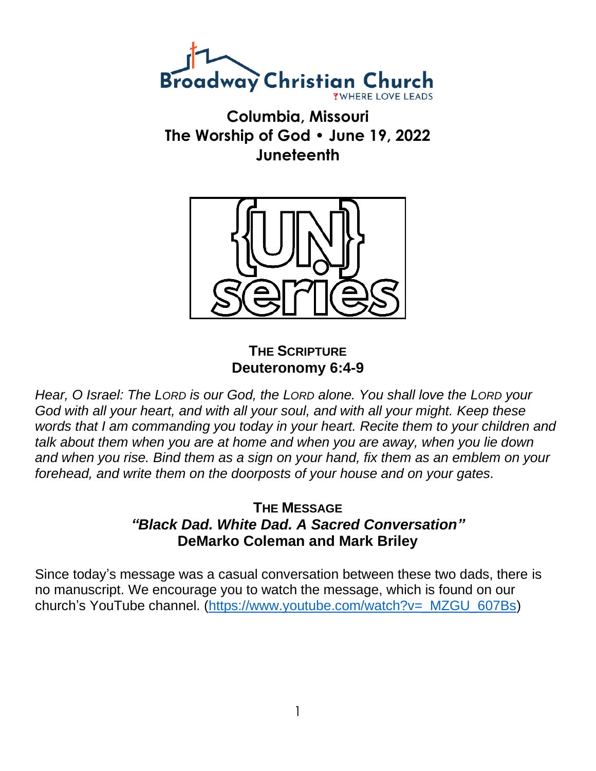Broadway Christian Church

WHERE LOVE LEADS

# Columbia, Missouri
## The Worship of God • June 19, 2022
## Juneteenth

{UN} series

### THE SCRIPTURE
**Deuteronomy 6:4-9**

*Hear, O Israel: The LORD is our God, the LORD alone. You shall love the LORD your God with all your heart, and with all your soul, and with all your might. Keep these words that I am commanding you today in your heart. Recite them to your children and talk about them when you are at home and when you are away, when you lie down and when you rise. Bind them as a sign on your hand, fix them as an emblem on your forehead, and write them on the doorposts of your house and on your gates.*

### THE MESSAGE
***"Black Dad. White Dad. A Sacred Conversation"***
**DeMarko Coleman and Mark Briley**

Since today's message was a casual conversation between these two dads, there is no manuscript. We encourage you to watch the message, which is found on our church's YouTube channel. (https://www.youtube.com/watch?v=_MZGU_607Bs)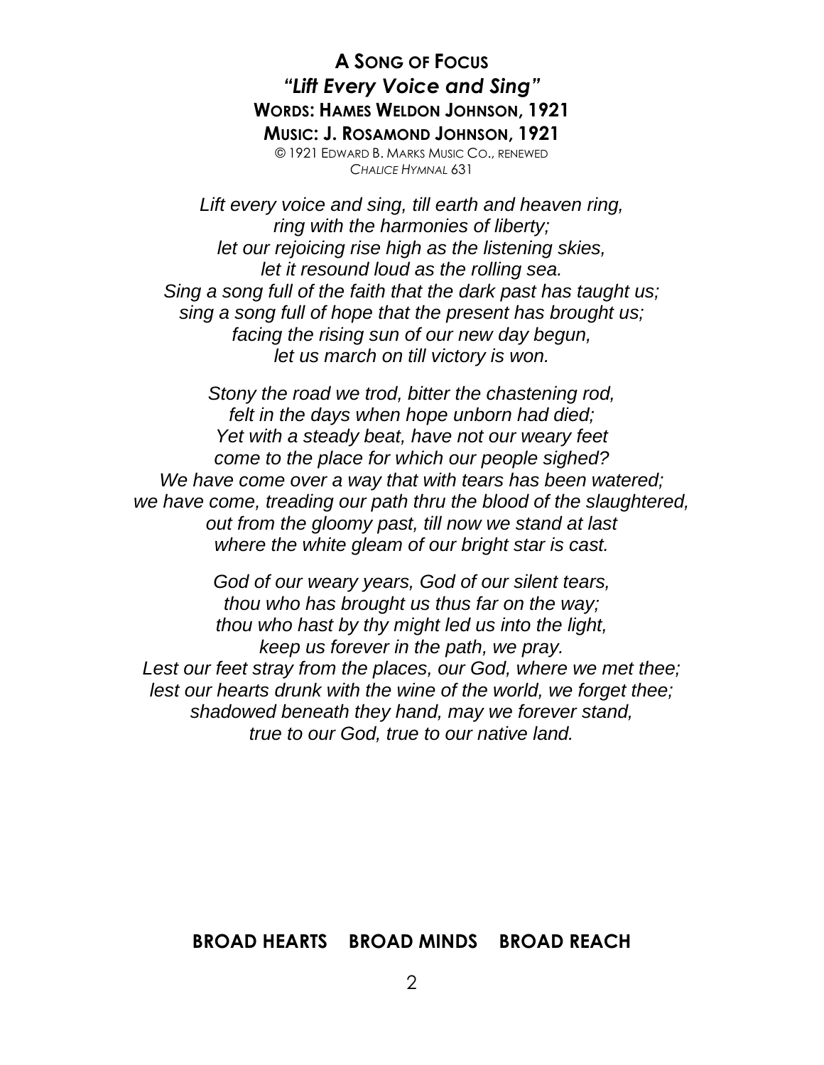## A Song of Focus

### *"Lift Every Voice and Sing"*

**Words: Hames Weldon Johnson, 1921**

**Music: J. Rosamond Johnson, 1921**

© 1921 Edward B. Marks Music Co., renewed
*Chalice Hymnal* 631

*Lift every voice and sing, till earth and heaven ring,*
*ring with the harmonies of liberty;*
*let our rejoicing rise high as the listening skies,*
*let it resound loud as the rolling sea.*
*Sing a song full of the faith that the dark past has taught us;*
*sing a song full of hope that the present has brought us;*
*facing the rising sun of our new day begun,*
*let us march on till victory is won.*

*Stony the road we trod, bitter the chastening rod,*
*felt in the days when hope unborn had died;*
*Yet with a steady beat, have not our weary feet*
*come to the place for which our people sighed?*
*We have come over a way that with tears has been watered;*
*we have come, treading our path thru the blood of the slaughtered,*
*out from the gloomy past, till now we stand at last*
*where the white gleam of our bright star is cast.*

*God of our weary years, God of our silent tears,*
*thou who has brought us thus far on the way;*
*thou who hast by thy might led us into the light,*
*keep us forever in the path, we pray.*
*Lest our feet stray from the places, our God, where we met thee;*
*lest our hearts drunk with the wine of the world, we forget thee;*
*shadowed beneath they hand, may we forever stand,*
*true to our God, true to our native land.*

**BROAD HEARTS    BROAD MINDS    BROAD REACH**